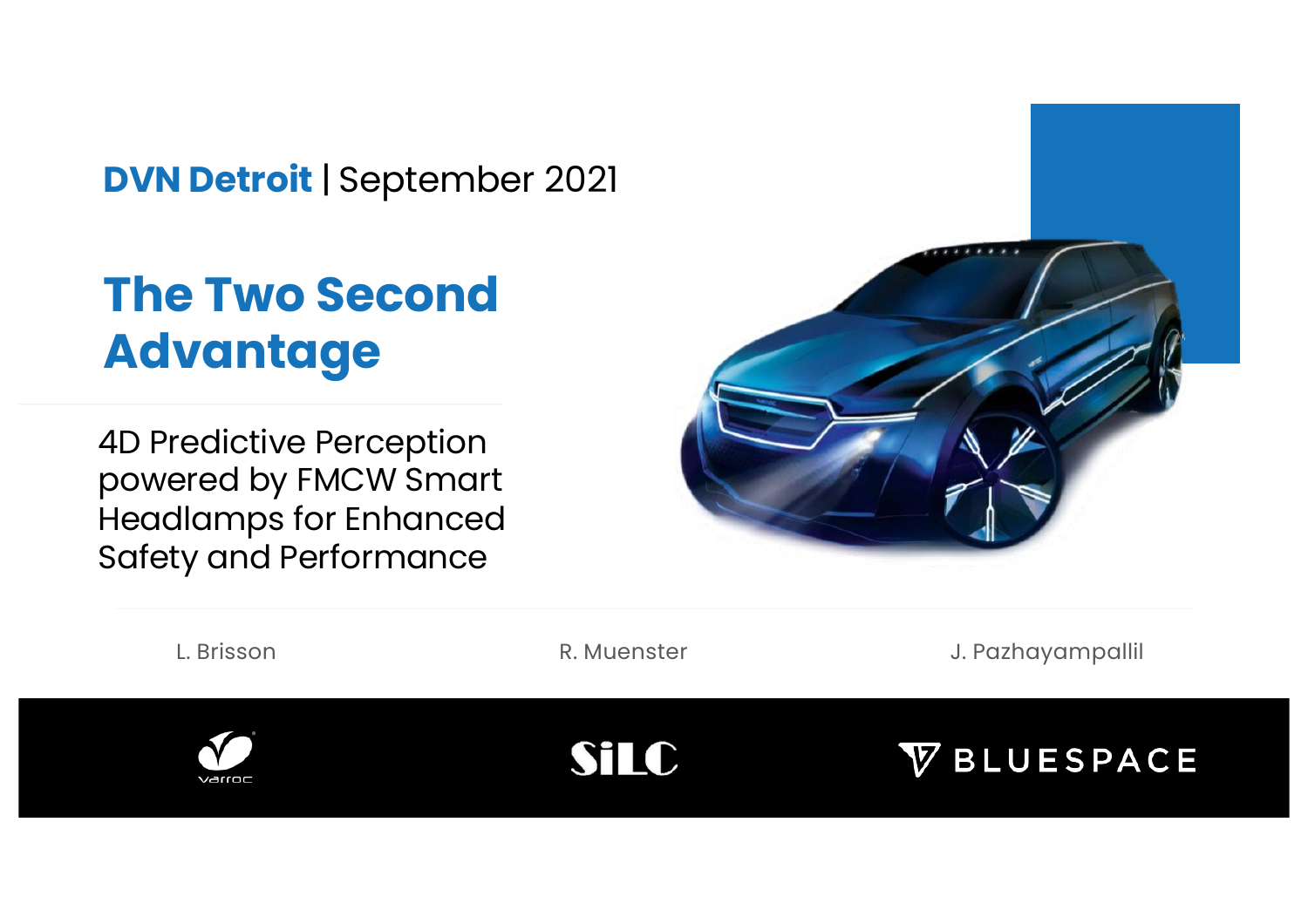**DVN Detroit** | September 2021

# The Two Second Advantage

4D Predictive Perception powered by FMCW Smart Headlamps for Enhanced Safety and Performance

L. Brisson

R. Muenster

J. Pazhayampallil

Varroc | SiLC | BLUESPACE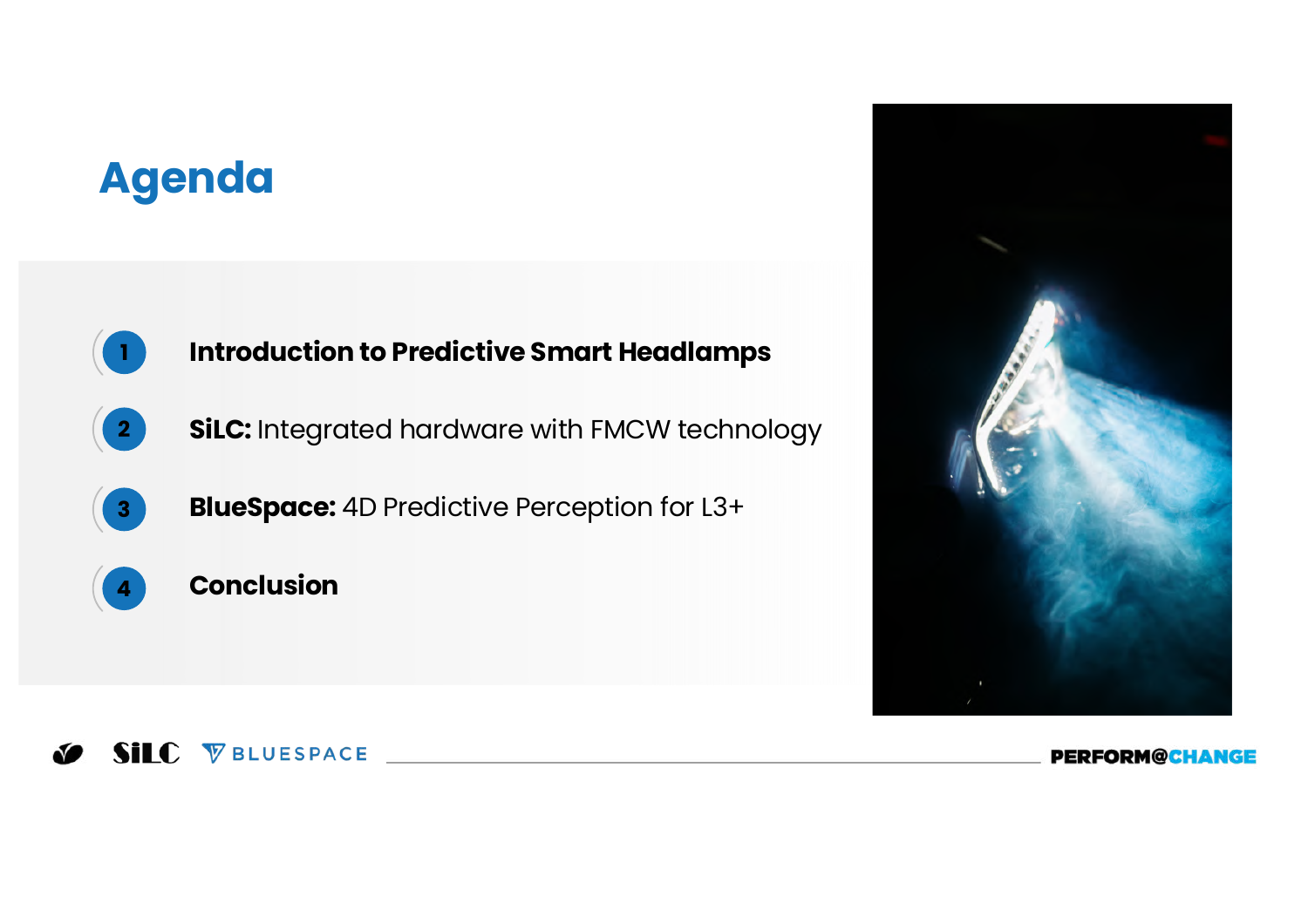# Agenda

1. **Introduction to Predictive Smart Headlamps**
2. **SiLC:** Integrated hardware with FMCW technology
3. **BlueSpace:** 4D Predictive Perception for L3+
4. **Conclusion**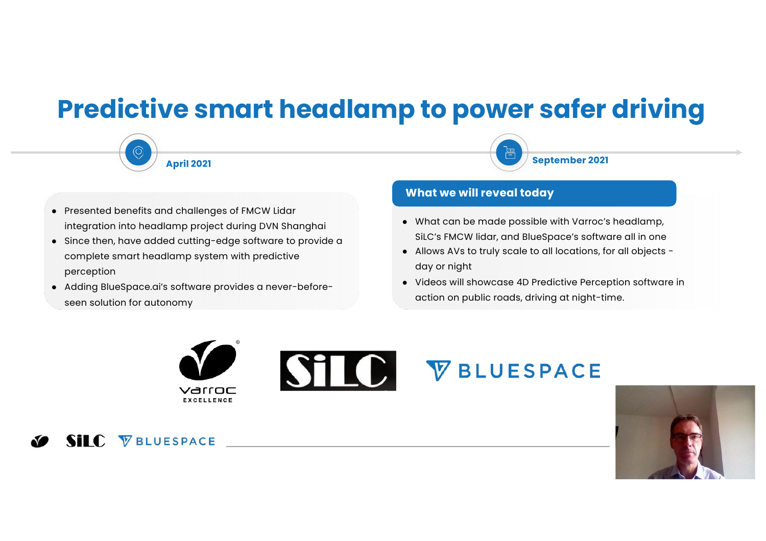# Predictive smart headlamp to power safer driving

**April 2021**

- Presented benefits and challenges of FMCW Lidar integration into headlamp project during DVN Shanghai
- Since then, have added cutting-edge software to provide a complete smart headlamp system with predictive perception
- Adding BlueSpace.ai's software provides a never-before-seen solution for autonomy

**September 2021**

## What we will reveal today

- What can be made possible with Varroc's headlamp, SiLC's FMCW lidar, and BlueSpace's software all in one
- Allows AVs to truly scale to all locations, for all objects - day or night
- Videos will showcase 4D Predictive Perception software in action on public roads, driving at night-time.

Varroc EXCELLENCE  SiLC  BLUESPACE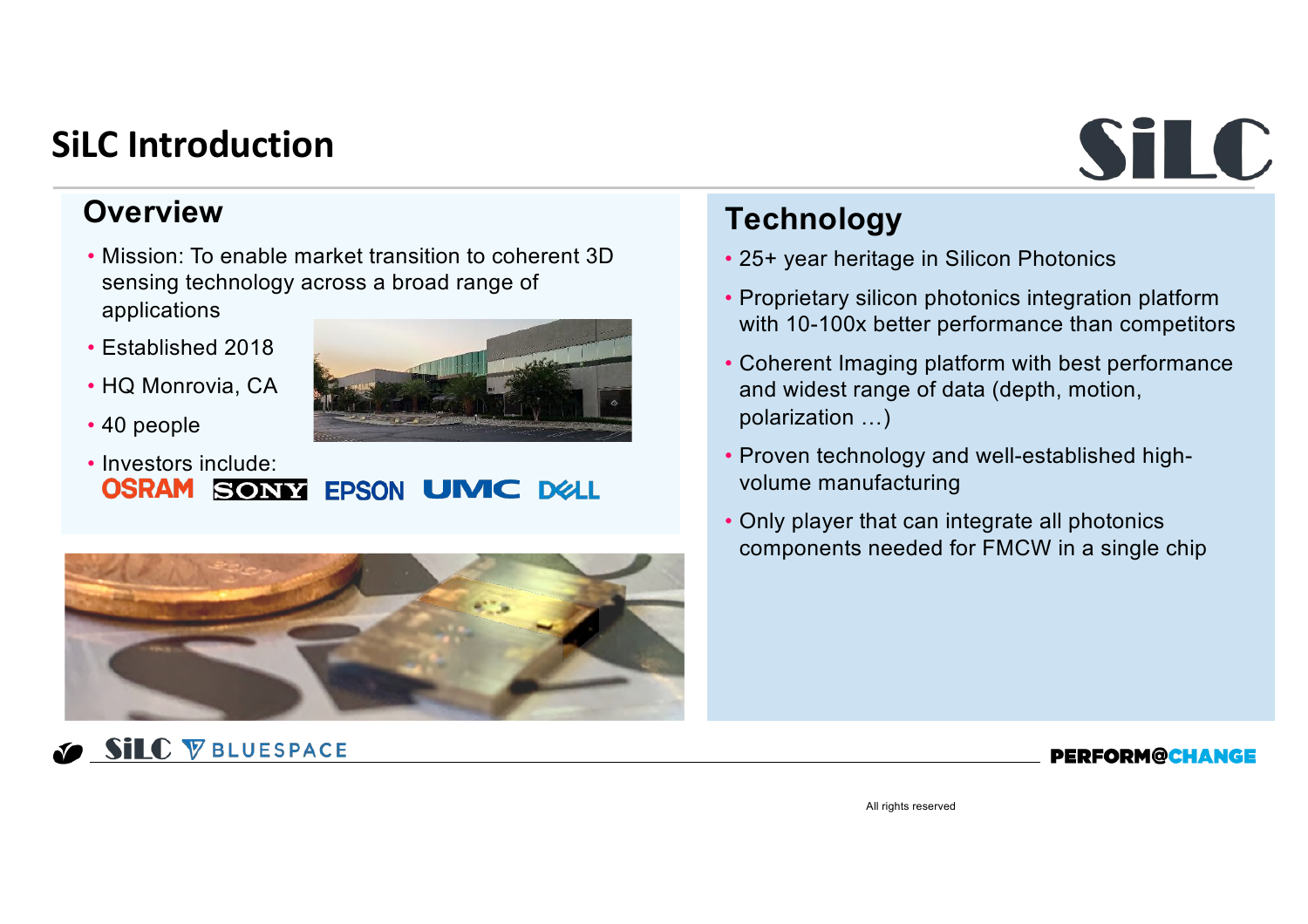# SiLC Introduction

## Overview

- Mission: To enable market transition to coherent 3D sensing technology across a broad range of applications
- Established 2018
- HQ Monrovia, CA
- 40 people
- Investors include: OSRAM, SONY, EPSON, UMC, DELL

## Technology

- 25+ year heritage in Silicon Photonics
- Proprietary silicon photonics integration platform with 10-100x better performance than competitors
- Coherent Imaging platform with best performance and widest range of data (depth, motion, polarization …)
- Proven technology and well-established high-volume manufacturing
- Only player that can integrate all photonics components needed for FMCW in a single chip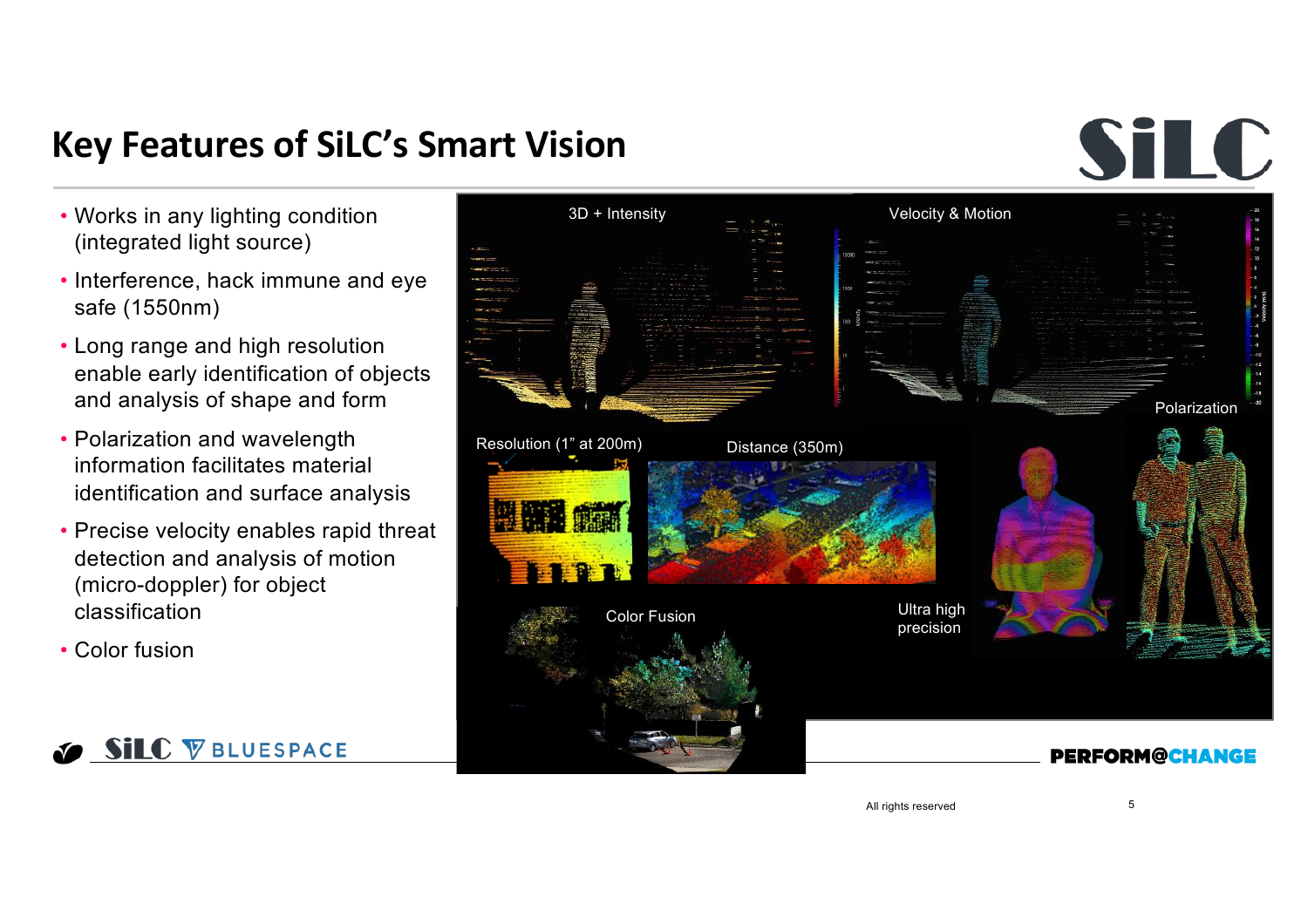# Key Features of SiLC's Smart Vision

- Works in any lighting condition (integrated light source)
- Interference, hack immune and eye safe (1550nm)
- Long range and high resolution enable early identification of objects and analysis of shape and form
- Polarization and wavelength information facilitates material identification and surface analysis
- Precise velocity enables rapid threat detection and analysis of motion (micro-doppler) for object classification
- Color fusion

3D + Intensity

Velocity & Motion

Polarization

Resolution (1" at 200m)

Distance (350m)

Color Fusion

Ultra high precision

All rights reserved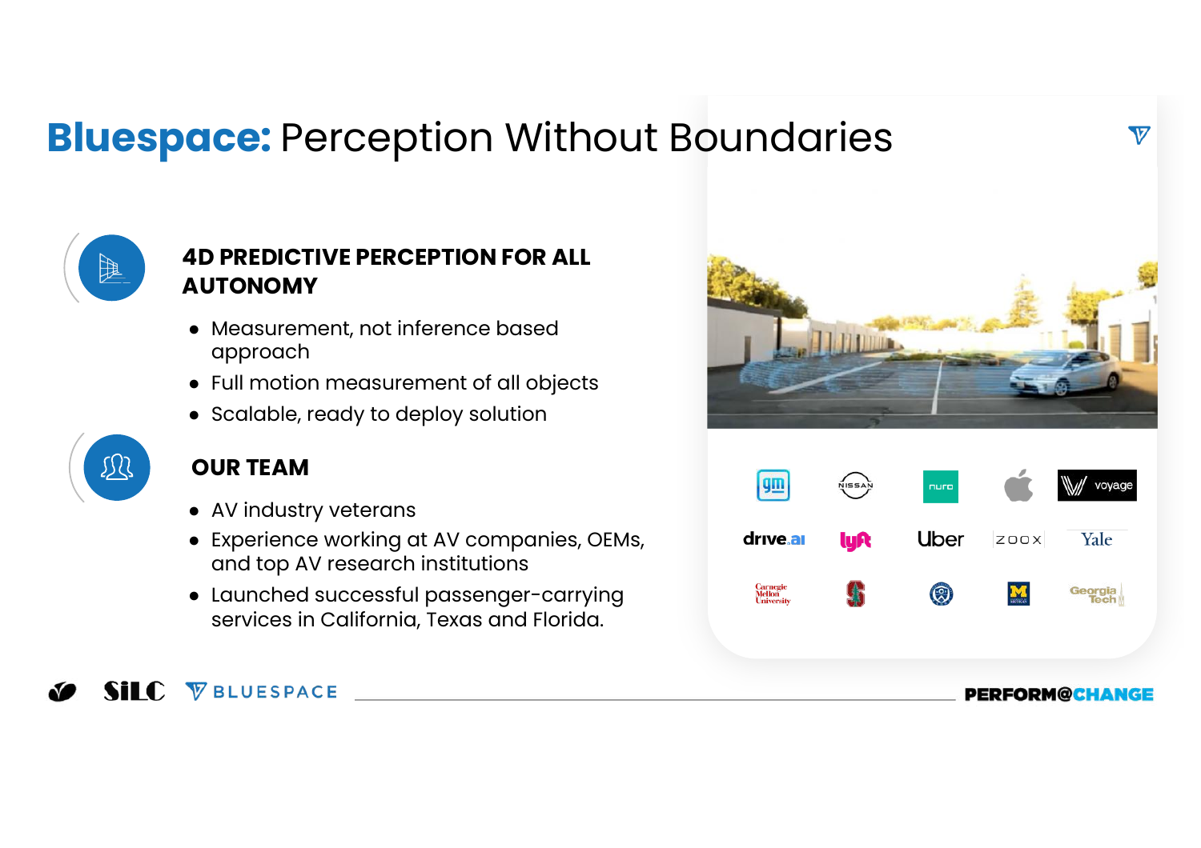# **Bluespace:** Perception Without Boundaries

### 4D PREDICTIVE PERCEPTION FOR ALL AUTONOMY

- Measurement, not inference based approach
- Full motion measurement of all objects
- Scalable, ready to deploy solution

### OUR TEAM

- AV industry veterans
- Experience working at AV companies, OEMs, and top AV research institutions
- Launched successful passenger-carrying services in California, Texas and Florida.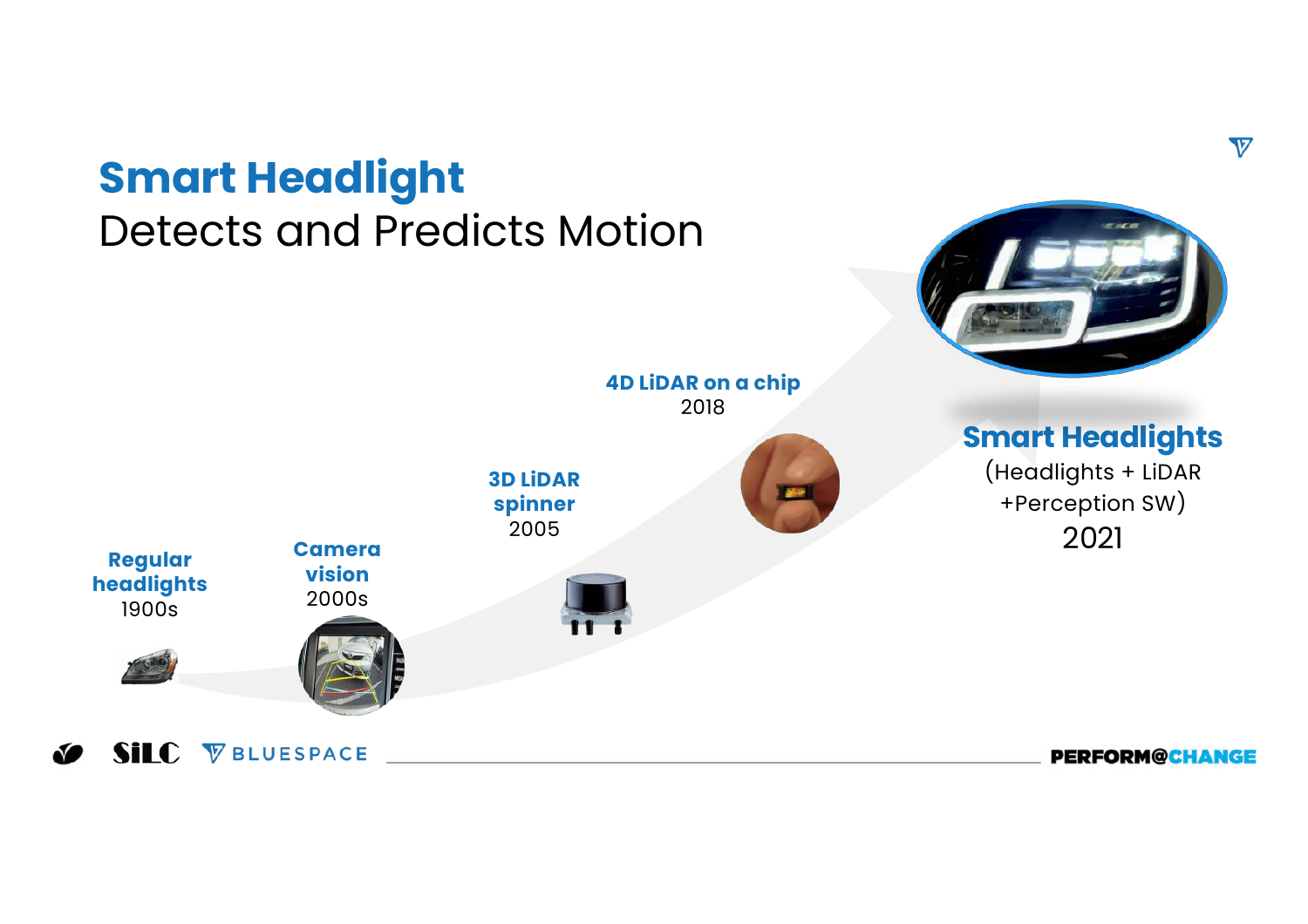# Smart Headlight

Detects and Predicts Motion

**Regular headlights**
1900s

**Camera vision**
2000s

**3D LiDAR spinner**
2005

**4D LiDAR on a chip**
2018

**Smart Headlights**
(Headlights + LiDAR +Perception SW)
2021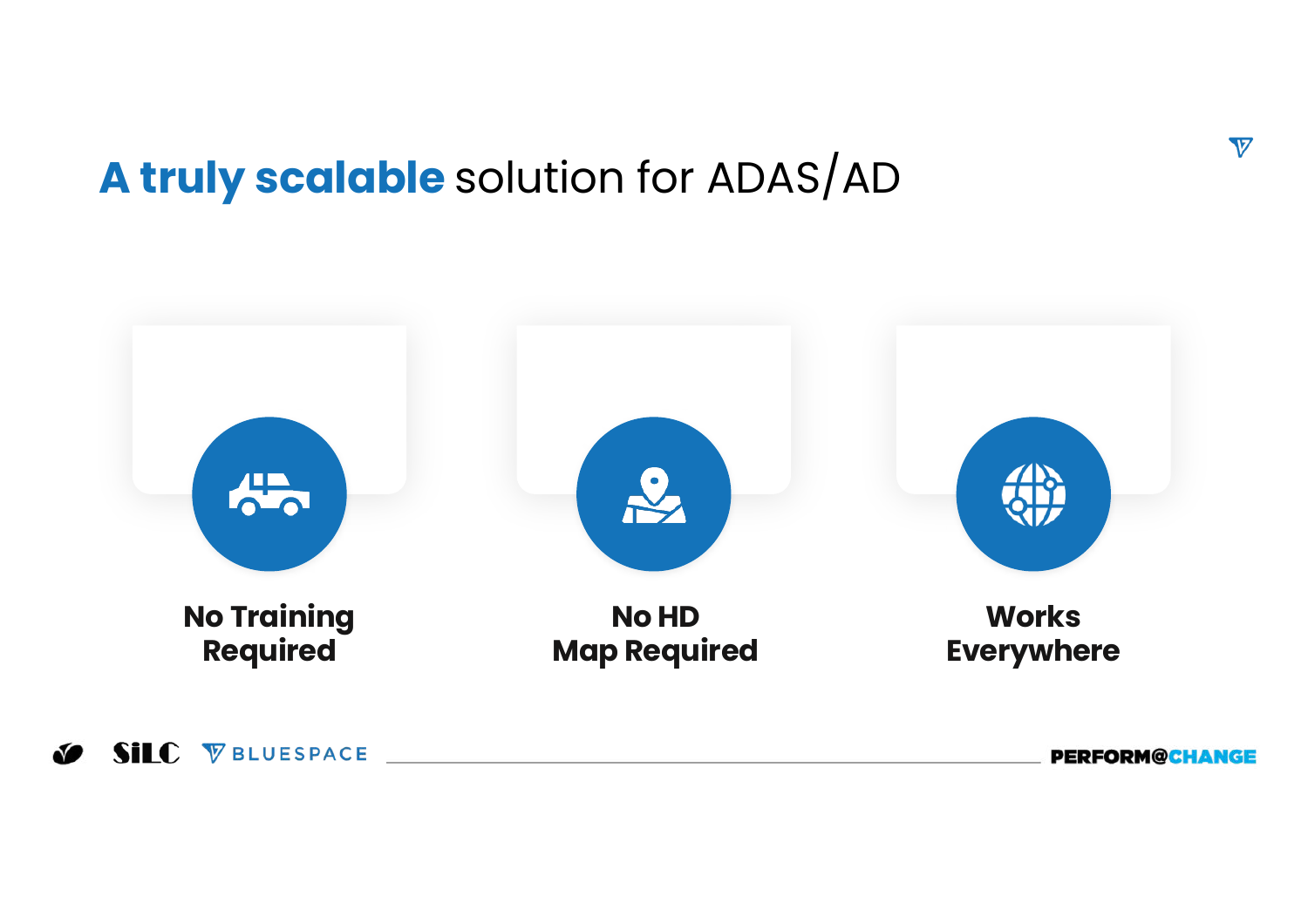# **A truly scalable** solution for ADAS/AD

**No Training Required**

**No HD Map Required**

**Works Everywhere**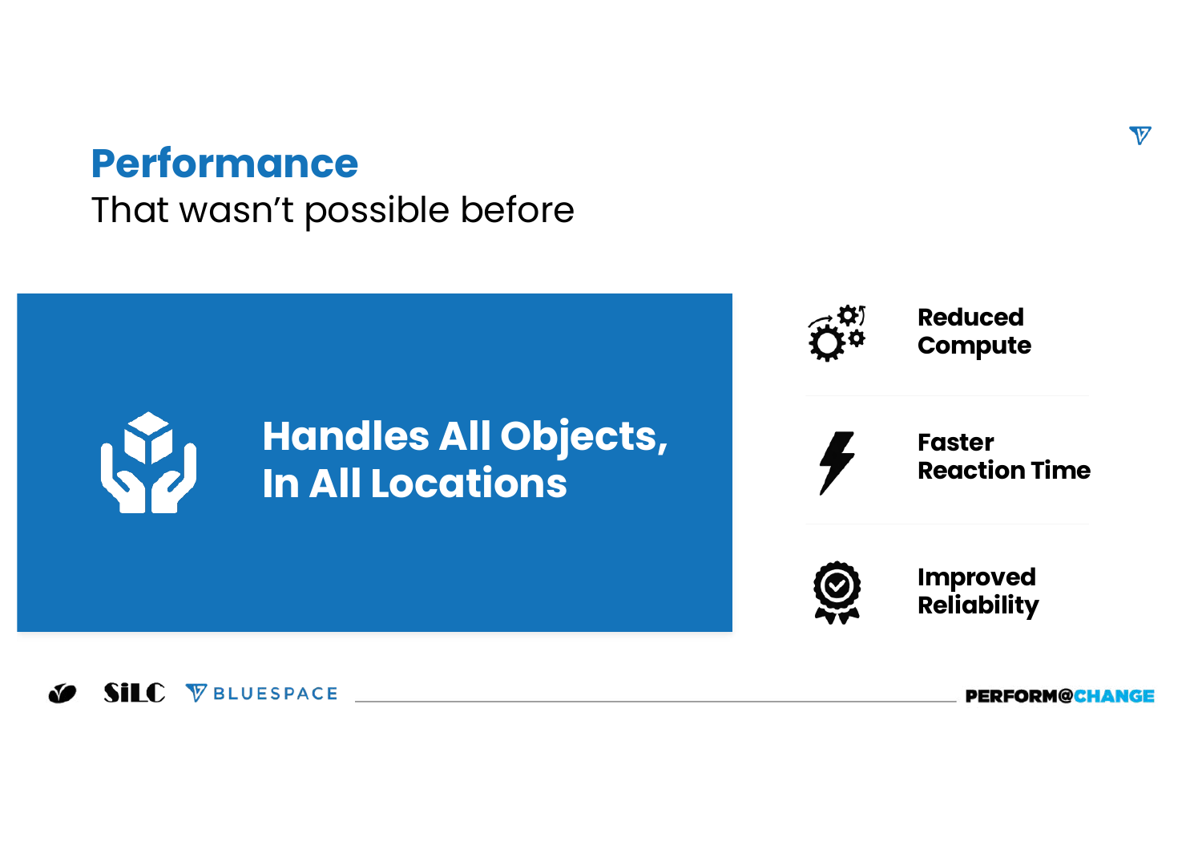# Performance

That wasn't possible before

## Handles All Objects, In All Locations

**Reduced Compute**

**Faster Reaction Time**

**Improved Reliability**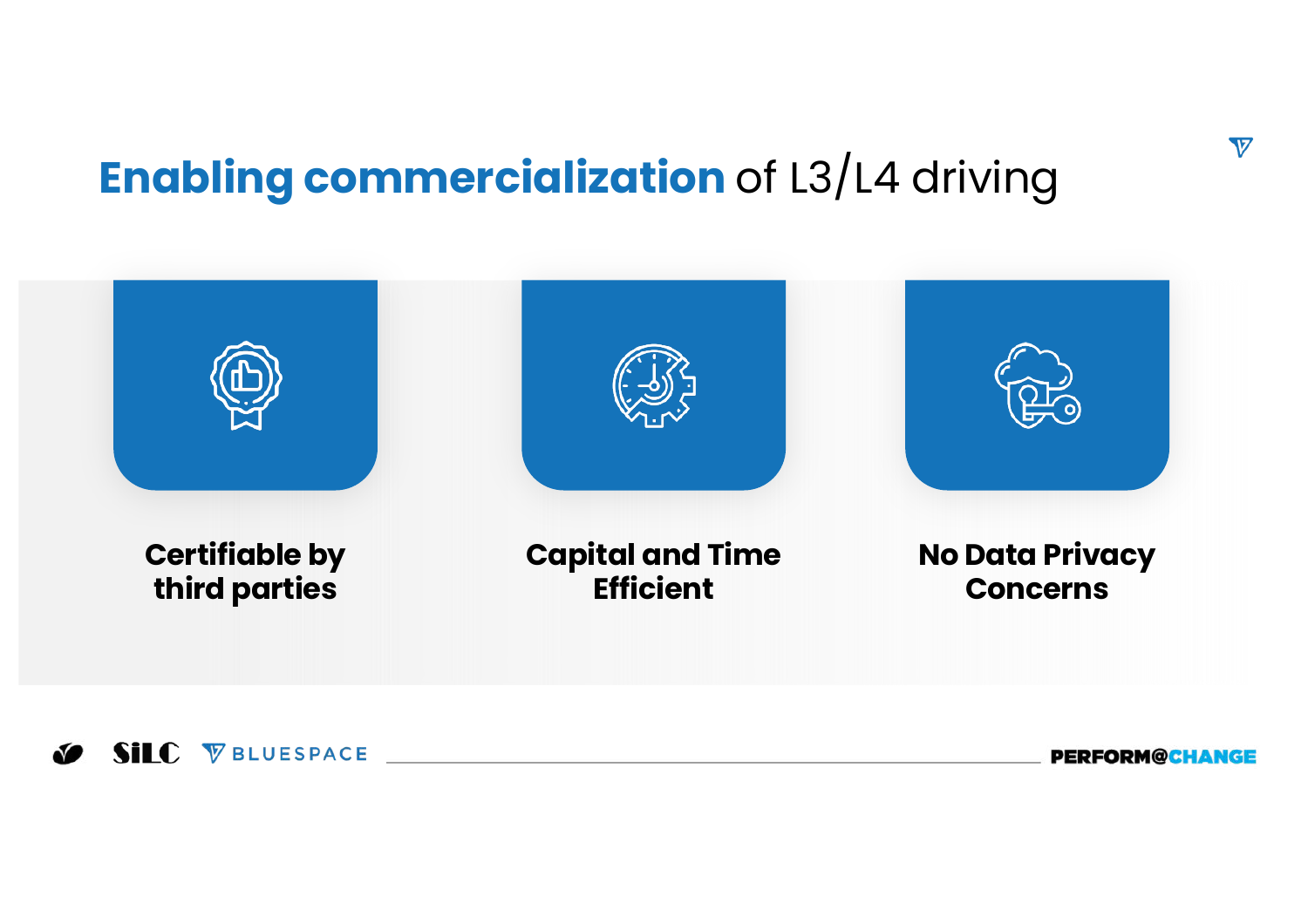# **Enabling commercialization** of L3/L4 driving

**Certifiable by third parties**

**Capital and Time Efficient**

**No Data Privacy Concerns**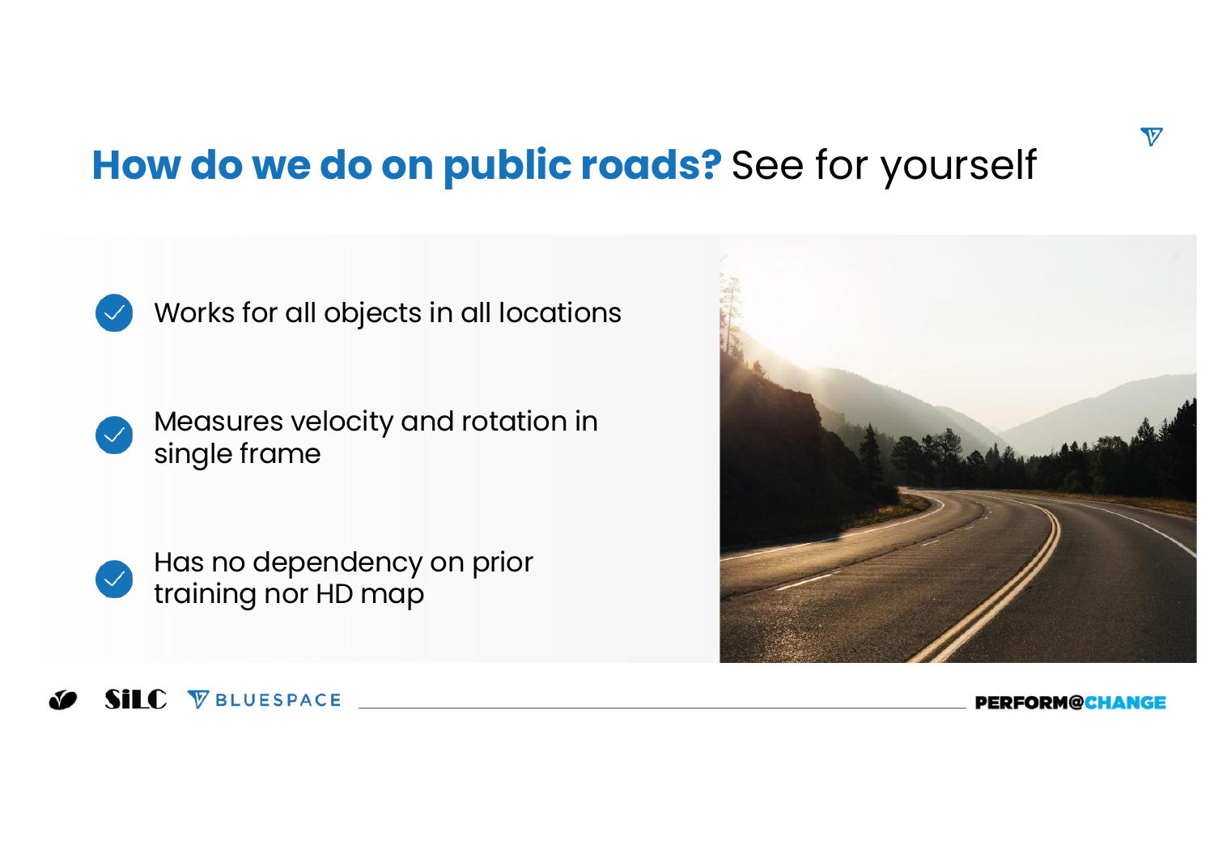# **How do we do on public roads?** See for yourself

- Works for all objects in all locations
- Measures velocity and rotation in single frame
- Has no dependency on prior training nor HD map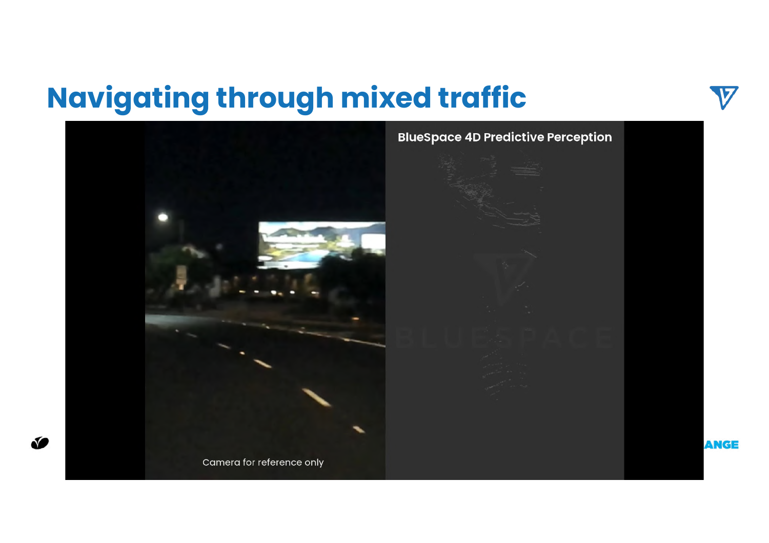# Navigating through mixed traffic

BlueSpace 4D Predictive Perception

Camera for reference only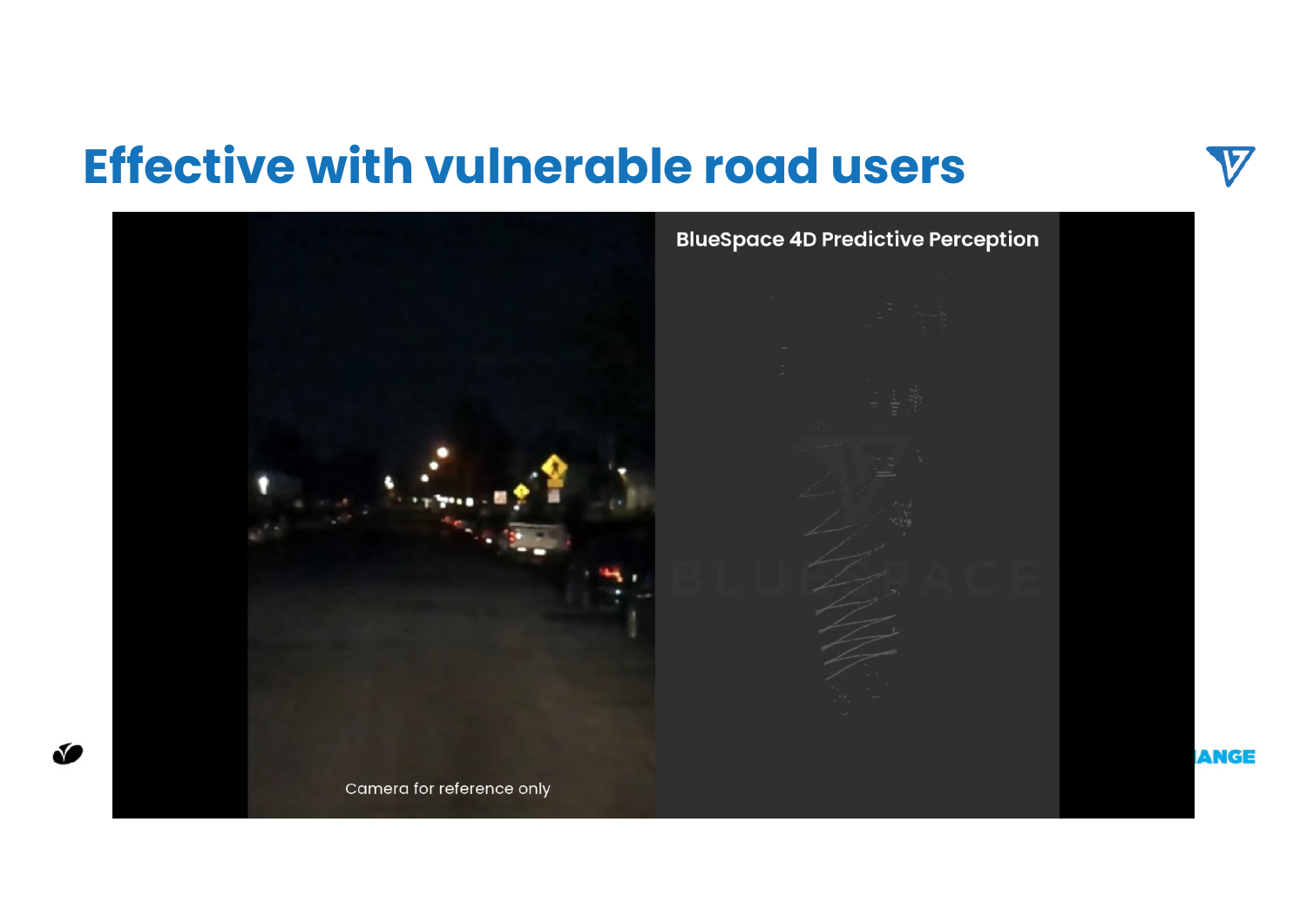# Effective with vulnerable road users

BlueSpace 4D Predictive Perception

Camera for reference only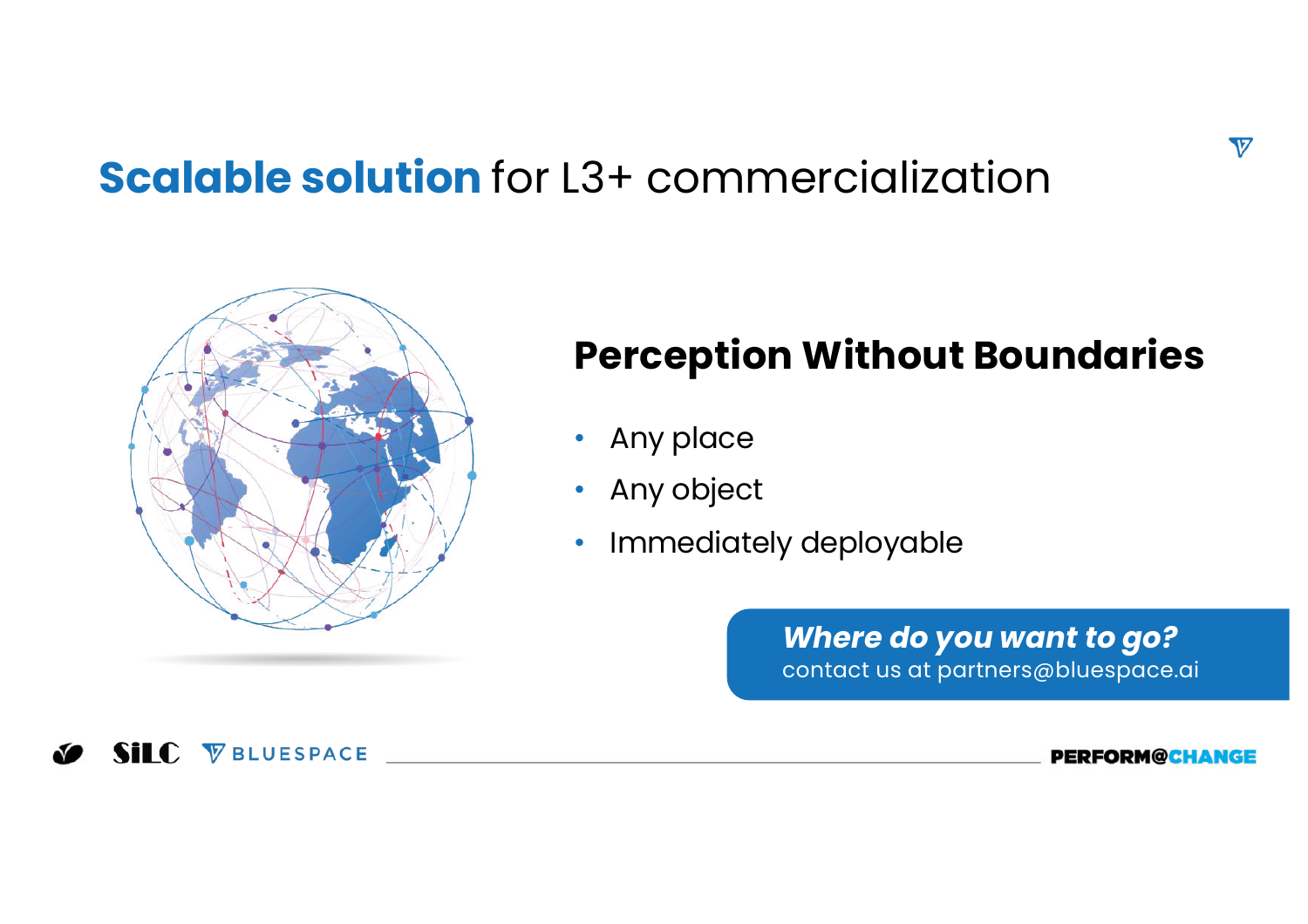# **Scalable solution** for L3+ commercialization

## Perception Without Boundaries

- Any place
- Any object
- Immediately deployable

***Where do you want to go?***
contact us at partners@bluespace.ai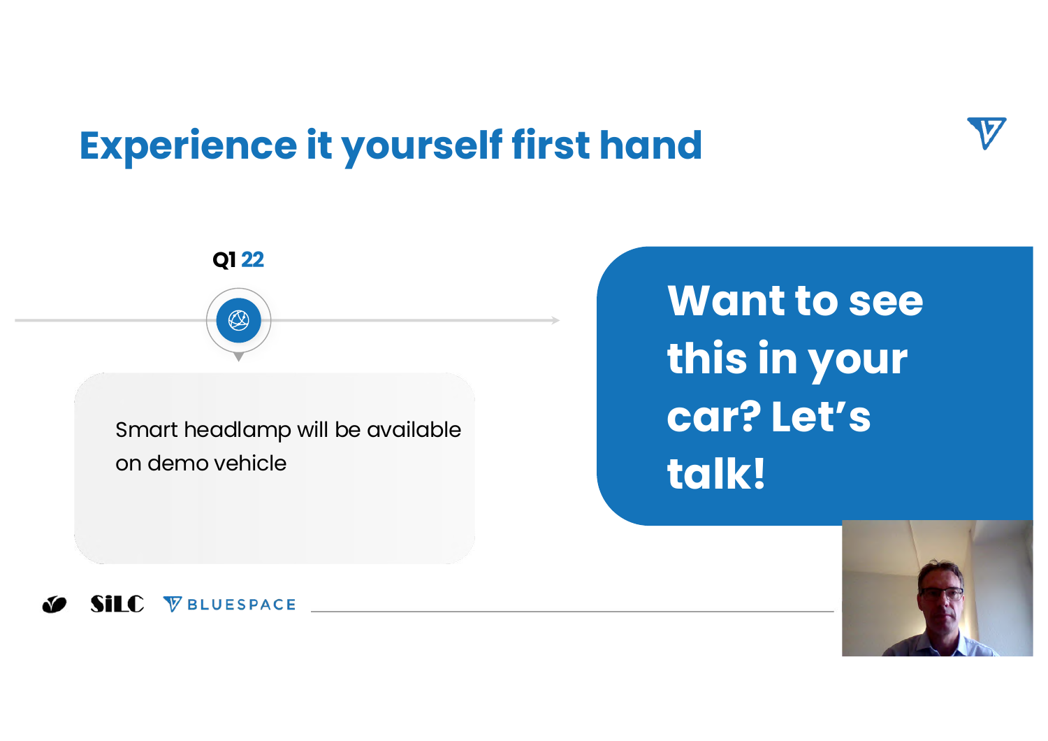# Experience it yourself first hand

**Q1 22**

Smart headlamp will be available on demo vehicle

**Want to see this in your car? Let's talk!**

SiLC BLUESPACE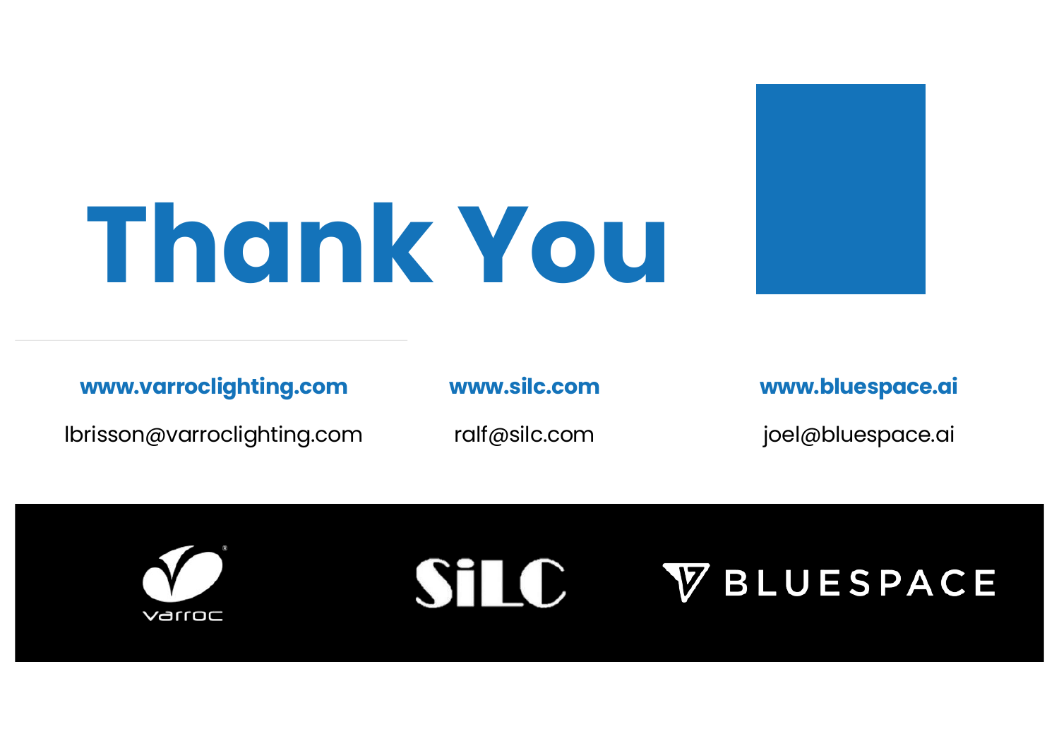# Thank You

**www.varroclighting.com**

lbrisson@varroclighting.com

**www.silc.com**

ralf@silc.com

**www.bluespace.ai**

joel@bluespace.ai